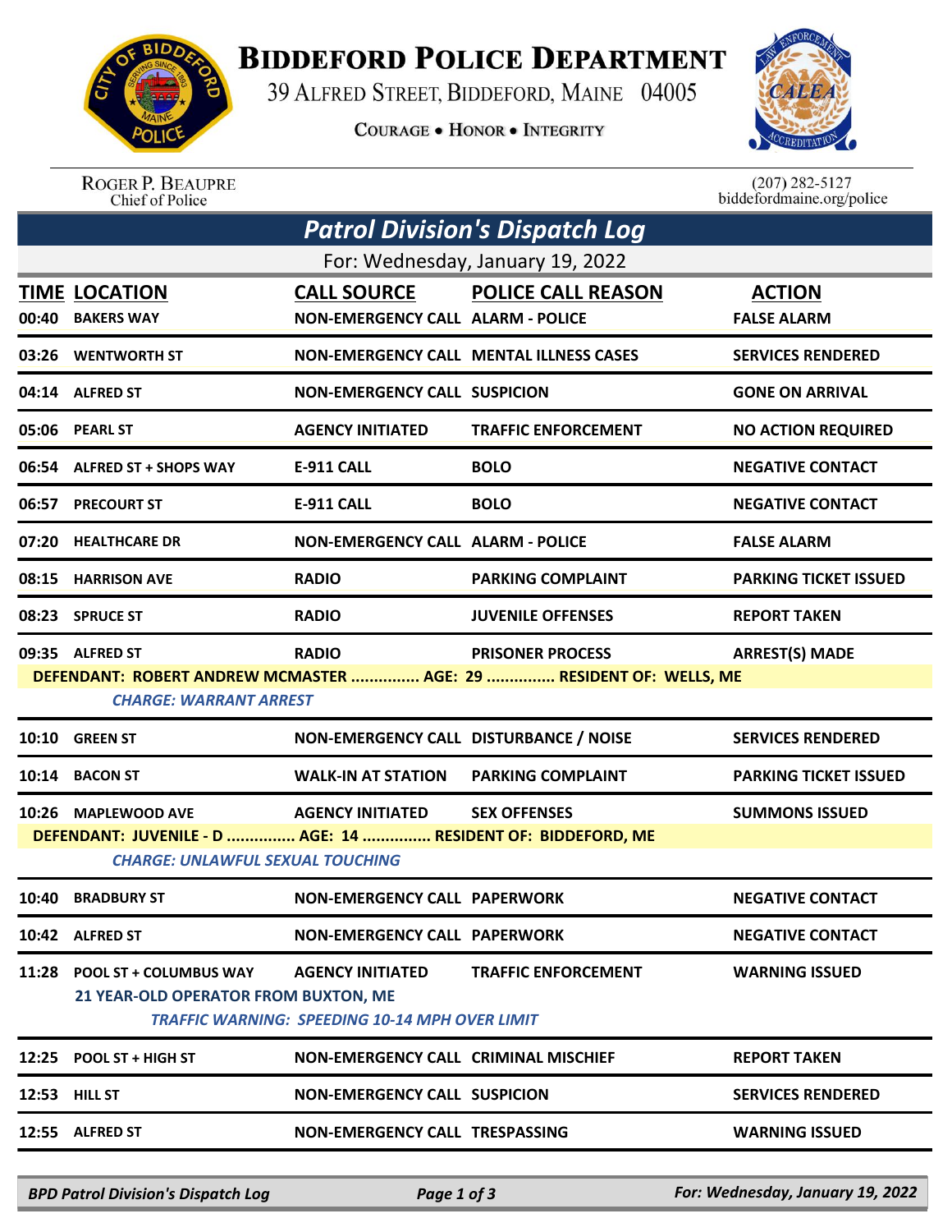# BIDDEFORD POLICE DEPARTMENT

39 ALFRED STREET, BIDDEFORD, MAINE 04005

COURAGE • HONOR • INTEGRITY

ROGER P. BEAUPRE
Chief of Police

(207) 282-5127
biddefordmaine.org/police

## Patrol Division's Dispatch Log

For: Wednesday, January 19, 2022

| TIME | LOCATION | CALL SOURCE | POLICE CALL REASON | ACTION |
|---|---|---|---|---|
| 00:40 | BAKERS WAY | NON-EMERGENCY CALL | ALARM - POLICE | FALSE ALARM |
| 03:26 | WENTWORTH ST | NON-EMERGENCY CALL | MENTAL ILLNESS CASES | SERVICES RENDERED |
| 04:14 | ALFRED ST | NON-EMERGENCY CALL | SUSPICION | GONE ON ARRIVAL |
| 05:06 | PEARL ST | AGENCY INITIATED | TRAFFIC ENFORCEMENT | NO ACTION REQUIRED |
| 06:54 | ALFRED ST + SHOPS WAY | E-911 CALL | BOLO | NEGATIVE CONTACT |
| 06:57 | PRECOURT ST | E-911 CALL | BOLO | NEGATIVE CONTACT |
| 07:20 | HEALTHCARE DR | NON-EMERGENCY CALL | ALARM - POLICE | FALSE ALARM |
| 08:15 | HARRISON AVE | RADIO | PARKING COMPLAINT | PARKING TICKET ISSUED |
| 08:23 | SPRUCE ST | RADIO | JUVENILE OFFENSES | REPORT TAKEN |
| 09:35 | ALFRED ST | RADIO | PRISONER PROCESS | ARREST(S) MADE |
| | DEFENDANT: ROBERT ANDREW MCMASTER ............... AGE: 29 ............... RESIDENT OF: WELLS, ME<br>CHARGE: WARRANT ARREST | | | |
| 10:10 | GREEN ST | NON-EMERGENCY CALL | DISTURBANCE / NOISE | SERVICES RENDERED |
| 10:14 | BACON ST | WALK-IN AT STATION | PARKING COMPLAINT | PARKING TICKET ISSUED |
| 10:26 | MAPLEWOOD AVE | AGENCY INITIATED | SEX OFFENSES | SUMMONS ISSUED |
| | DEFENDANT: JUVENILE - D ............... AGE: 14 ............... RESIDENT OF: BIDDEFORD, ME<br>CHARGE: UNLAWFUL SEXUAL TOUCHING | | | |
| 10:40 | BRADBURY ST | NON-EMERGENCY CALL | PAPERWORK | NEGATIVE CONTACT |
| 10:42 | ALFRED ST | NON-EMERGENCY CALL | PAPERWORK | NEGATIVE CONTACT |
| 11:28 | POOL ST + COLUMBUS WAY | AGENCY INITIATED | TRAFFIC ENFORCEMENT | WARNING ISSUED |
| | 21 YEAR-OLD OPERATOR FROM BUXTON, ME<br>TRAFFIC WARNING: SPEEDING 10-14 MPH OVER LIMIT | | | |
| 12:25 | POOL ST + HIGH ST | NON-EMERGENCY CALL | CRIMINAL MISCHIEF | REPORT TAKEN |
| 12:53 | HILL ST | NON-EMERGENCY CALL | SUSPICION | SERVICES RENDERED |
| 12:55 | ALFRED ST | NON-EMERGENCY CALL | TRESPASSING | WARNING ISSUED |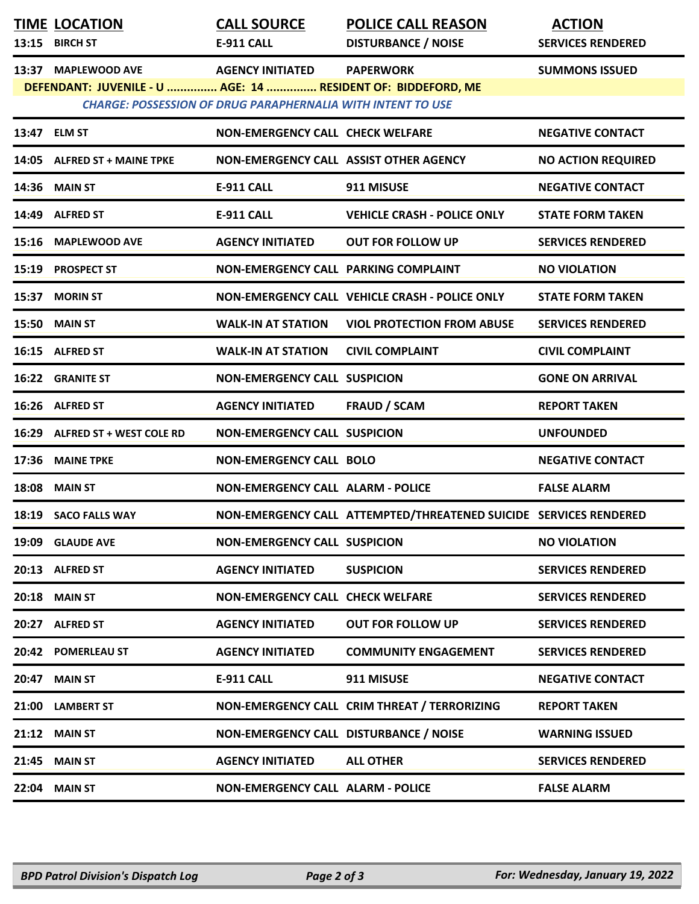| TIME | LOCATION | CALL SOURCE | POLICE CALL REASON | ACTION |
|---|---|---|---|---|
| 13:15 | BIRCH ST | E-911 CALL | DISTURBANCE / NOISE | SERVICES RENDERED |
| 13:37 | MAPLEWOOD AVE | AGENCY INITIATED | PAPERWORK | SUMMONS ISSUED |
| DEFENDANT: JUVENILE - U ............... AGE: 14 ............... RESIDENT OF: BIDDEFORD, ME | | | | |
| *CHARGE: POSSESSION OF DRUG PARAPHERNALIA WITH INTENT TO USE* | | | | |
| 13:47 | ELM ST | NON-EMERGENCY CALL | CHECK WELFARE | NEGATIVE CONTACT |
| 14:05 | ALFRED ST + MAINE TPKE | NON-EMERGENCY CALL | ASSIST OTHER AGENCY | NO ACTION REQUIRED |
| 14:36 | MAIN ST | E-911 CALL | 911 MISUSE | NEGATIVE CONTACT |
| 14:49 | ALFRED ST | E-911 CALL | VEHICLE CRASH - POLICE ONLY | STATE FORM TAKEN |
| 15:16 | MAPLEWOOD AVE | AGENCY INITIATED | OUT FOR FOLLOW UP | SERVICES RENDERED |
| 15:19 | PROSPECT ST | NON-EMERGENCY CALL | PARKING COMPLAINT | NO VIOLATION |
| 15:37 | MORIN ST | NON-EMERGENCY CALL | VEHICLE CRASH - POLICE ONLY | STATE FORM TAKEN |
| 15:50 | MAIN ST | WALK-IN AT STATION | VIOL PROTECTION FROM ABUSE | SERVICES RENDERED |
| 16:15 | ALFRED ST | WALK-IN AT STATION | CIVIL COMPLAINT | CIVIL COMPLAINT |
| 16:22 | GRANITE ST | NON-EMERGENCY CALL | SUSPICION | GONE ON ARRIVAL |
| 16:26 | ALFRED ST | AGENCY INITIATED | FRAUD / SCAM | REPORT TAKEN |
| 16:29 | ALFRED ST + WEST COLE RD | NON-EMERGENCY CALL | SUSPICION | UNFOUNDED |
| 17:36 | MAINE TPKE | NON-EMERGENCY CALL | BOLO | NEGATIVE CONTACT |
| 18:08 | MAIN ST | NON-EMERGENCY CALL | ALARM - POLICE | FALSE ALARM |
| 18:19 | SACO FALLS WAY | NON-EMERGENCY CALL | ATTEMPTED/THREATENED SUICIDE | SERVICES RENDERED |
| 19:09 | GLAUDE AVE | NON-EMERGENCY CALL | SUSPICION | NO VIOLATION |
| 20:13 | ALFRED ST | AGENCY INITIATED | SUSPICION | SERVICES RENDERED |
| 20:18 | MAIN ST | NON-EMERGENCY CALL | CHECK WELFARE | SERVICES RENDERED |
| 20:27 | ALFRED ST | AGENCY INITIATED | OUT FOR FOLLOW UP | SERVICES RENDERED |
| 20:42 | POMERLEAU ST | AGENCY INITIATED | COMMUNITY ENGAGEMENT | SERVICES RENDERED |
| 20:47 | MAIN ST | E-911 CALL | 911 MISUSE | NEGATIVE CONTACT |
| 21:00 | LAMBERT ST | NON-EMERGENCY CALL | CRIM THREAT / TERRORIZING | REPORT TAKEN |
| 21:12 | MAIN ST | NON-EMERGENCY CALL | DISTURBANCE / NOISE | WARNING ISSUED |
| 21:45 | MAIN ST | AGENCY INITIATED | ALL OTHER | SERVICES RENDERED |
| 22:04 | MAIN ST | NON-EMERGENCY CALL | ALARM - POLICE | FALSE ALARM |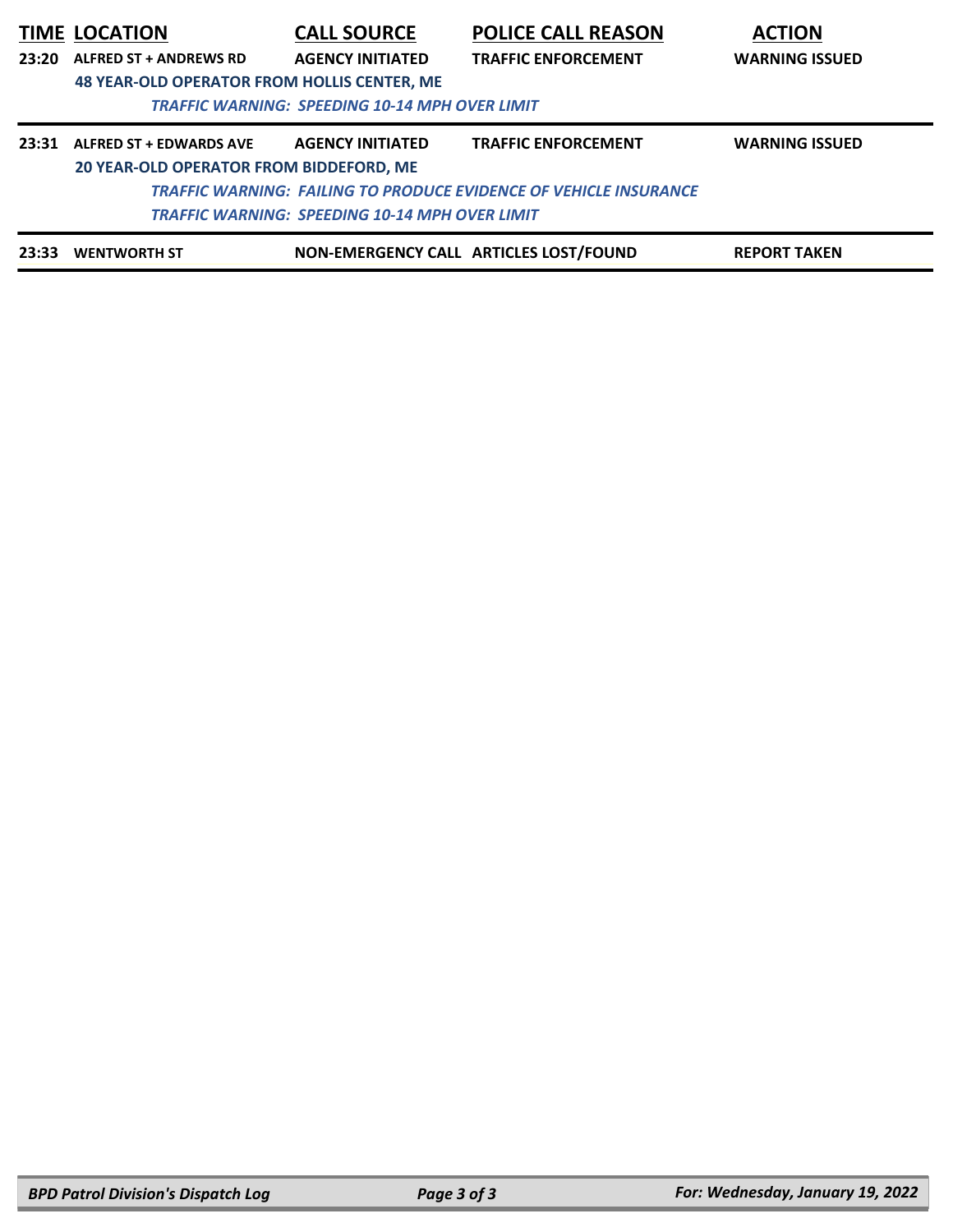| TIME | LOCATION | CALL SOURCE | POLICE CALL REASON | ACTION |
|---|---|---|---|---|
| 23:20 | ALFRED ST + ANDREWS RD | AGENCY INITIATED | TRAFFIC ENFORCEMENT | WARNING ISSUED |
| | 48 YEAR-OLD OPERATOR FROM HOLLIS CENTER, ME | | | |
| | *TRAFFIC WARNING: SPEEDING 10-14 MPH OVER LIMIT* | | | |
| 23:31 | ALFRED ST + EDWARDS AVE | AGENCY INITIATED | TRAFFIC ENFORCEMENT | WARNING ISSUED |
| | 20 YEAR-OLD OPERATOR FROM BIDDEFORD, ME | | | |
| | *TRAFFIC WARNING: FAILING TO PRODUCE EVIDENCE OF VEHICLE INSURANCE* | | | |
| | *TRAFFIC WARNING: SPEEDING 10-14 MPH OVER LIMIT* | | | |
| 23:33 | WENTWORTH ST | NON-EMERGENCY CALL | ARTICLES LOST/FOUND | REPORT TAKEN |